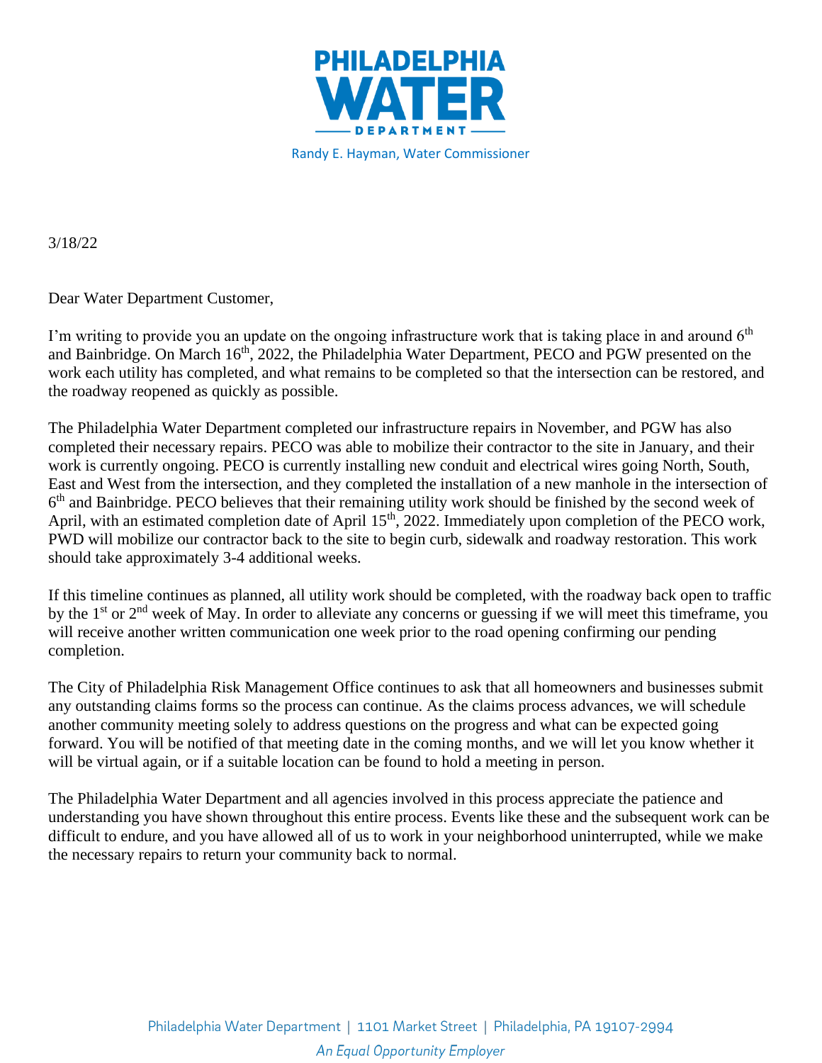# PHILADELPHIA WATER DEPARTMENT

Randy E. Hayman, Water Commissioner

3/18/22

Dear Water Department Customer,

I'm writing to provide you an update on the ongoing infrastructure work that is taking place in and around 6th and Bainbridge. On March 16th, 2022, the Philadelphia Water Department, PECO and PGW presented on the work each utility has completed, and what remains to be completed so that the intersection can be restored, and the roadway reopened as quickly as possible.

The Philadelphia Water Department completed our infrastructure repairs in November, and PGW has also completed their necessary repairs. PECO was able to mobilize their contractor to the site in January, and their work is currently ongoing. PECO is currently installing new conduit and electrical wires going North, South, East and West from the intersection, and they completed the installation of a new manhole in the intersection of 6th and Bainbridge. PECO believes that their remaining utility work should be finished by the second week of April, with an estimated completion date of April 15th, 2022. Immediately upon completion of the PECO work, PWD will mobilize our contractor back to the site to begin curb, sidewalk and roadway restoration. This work should take approximately 3-4 additional weeks.

If this timeline continues as planned, all utility work should be completed, with the roadway back open to traffic by the 1st or 2nd week of May. In order to alleviate any concerns or guessing if we will meet this timeframe, you will receive another written communication one week prior to the road opening confirming our pending completion.

The City of Philadelphia Risk Management Office continues to ask that all homeowners and businesses submit any outstanding claims forms so the process can continue. As the claims process advances, we will schedule another community meeting solely to address questions on the progress and what can be expected going forward. You will be notified of that meeting date in the coming months, and we will let you know whether it will be virtual again, or if a suitable location can be found to hold a meeting in person.

The Philadelphia Water Department and all agencies involved in this process appreciate the patience and understanding you have shown throughout this entire process. Events like these and the subsequent work can be difficult to endure, and you have allowed all of us to work in your neighborhood uninterrupted, while we make the necessary repairs to return your community back to normal.

Philadelphia Water Department | 1101 Market Street | Philadelphia, PA 19107-2994

*An Equal Opportunity Employer*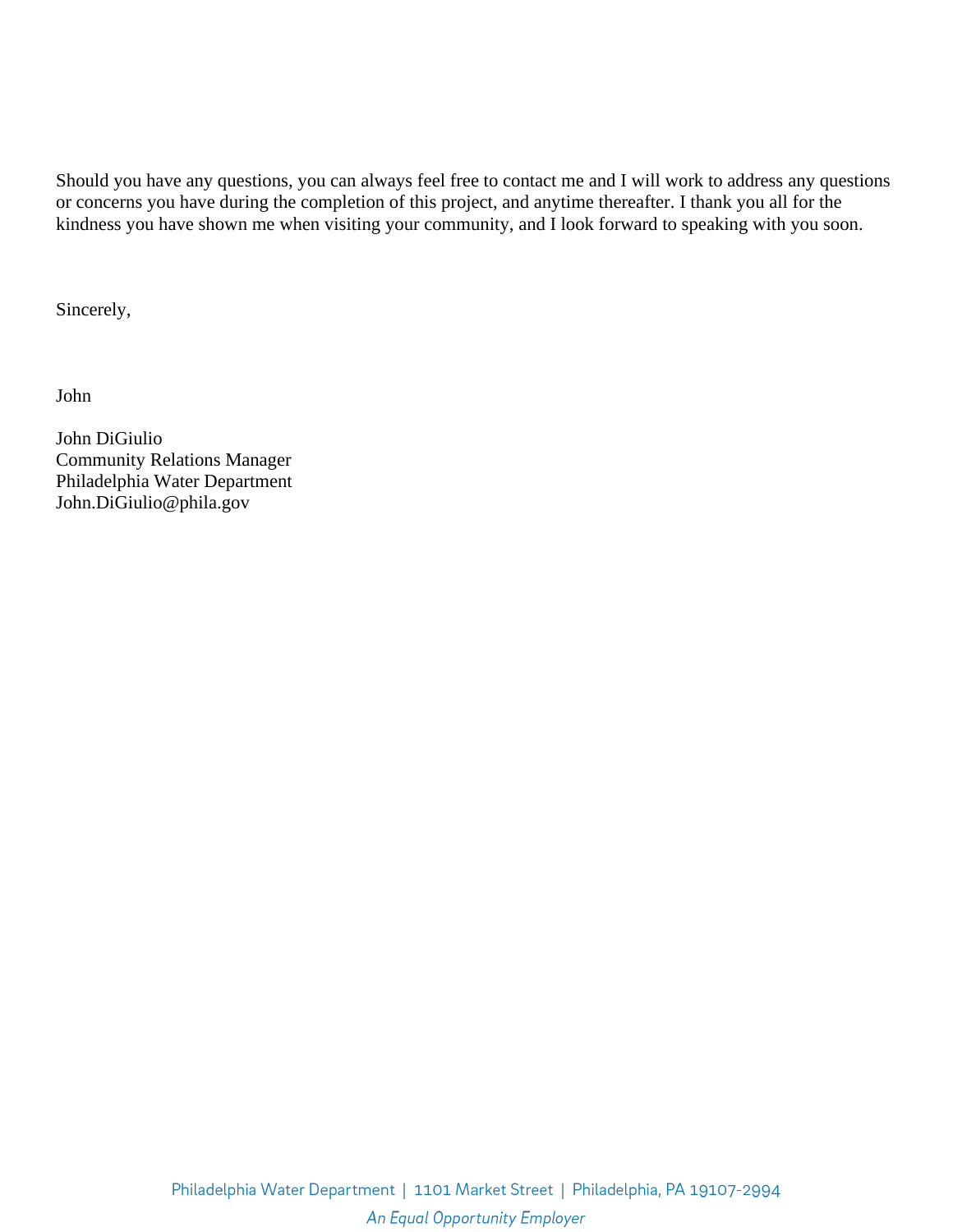Should you have any questions, you can always feel free to contact me and I will work to address any questions or concerns you have during the completion of this project, and anytime thereafter. I thank you all for the kindness you have shown me when visiting your community, and I look forward to speaking with you soon.

Sincerely,

John

John DiGiulio
Community Relations Manager
Philadelphia Water Department
John.DiGiulio@phila.gov

Philadelphia Water Department | 1101 Market Street | Philadelphia, PA 19107-2994

*An Equal Opportunity Employer*